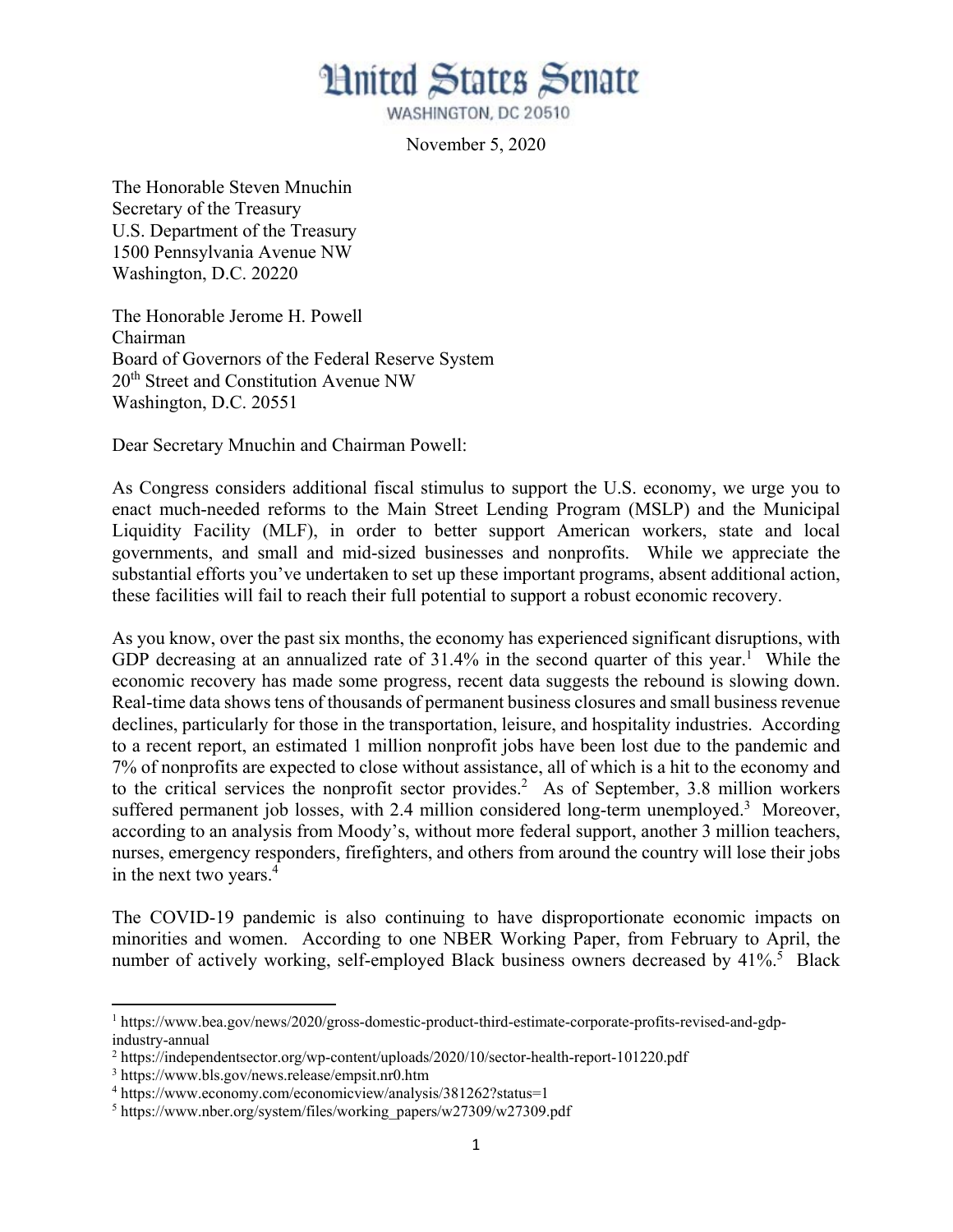# United States Senate

WASHINGTON, DC 20510

November 5, 2020

The Honorable Steven Mnuchin
Secretary of the Treasury
U.S. Department of the Treasury
1500 Pennsylvania Avenue NW
Washington, D.C. 20220

The Honorable Jerome H. Powell
Chairman
Board of Governors of the Federal Reserve System
20th Street and Constitution Avenue NW
Washington, D.C. 20551

Dear Secretary Mnuchin and Chairman Powell:

As Congress considers additional fiscal stimulus to support the U.S. economy, we urge you to enact much-needed reforms to the Main Street Lending Program (MSLP) and the Municipal Liquidity Facility (MLF), in order to better support American workers, state and local governments, and small and mid-sized businesses and nonprofits. While we appreciate the substantial efforts you've undertaken to set up these important programs, absent additional action, these facilities will fail to reach their full potential to support a robust economic recovery.

As you know, over the past six months, the economy has experienced significant disruptions, with GDP decreasing at an annualized rate of 31.4% in the second quarter of this year.[1] While the economic recovery has made some progress, recent data suggests the rebound is slowing down. Real-time data shows tens of thousands of permanent business closures and small business revenue declines, particularly for those in the transportation, leisure, and hospitality industries. According to a recent report, an estimated 1 million nonprofit jobs have been lost due to the pandemic and 7% of nonprofits are expected to close without assistance, all of which is a hit to the economy and to the critical services the nonprofit sector provides.[2] As of September, 3.8 million workers suffered permanent job losses, with 2.4 million considered long-term unemployed.[3] Moreover, according to an analysis from Moody's, without more federal support, another 3 million teachers, nurses, emergency responders, firefighters, and others from around the country will lose their jobs in the next two years.[4]

The COVID-19 pandemic is also continuing to have disproportionate economic impacts on minorities and women. According to one NBER Working Paper, from February to April, the number of actively working, self-employed Black business owners decreased by 41%.[5] Black

---

[1] https://www.bea.gov/news/2020/gross-domestic-product-third-estimate-corporate-profits-revised-and-gdp-industry-annual

[2] https://independentsector.org/wp-content/uploads/2020/10/sector-health-report-101220.pdf

[3] https://www.bls.gov/news.release/empsit.nr0.htm

[4] https://www.economy.com/economicview/analysis/381262?status=1

[5] https://www.nber.org/system/files/working_papers/w27309/w27309.pdf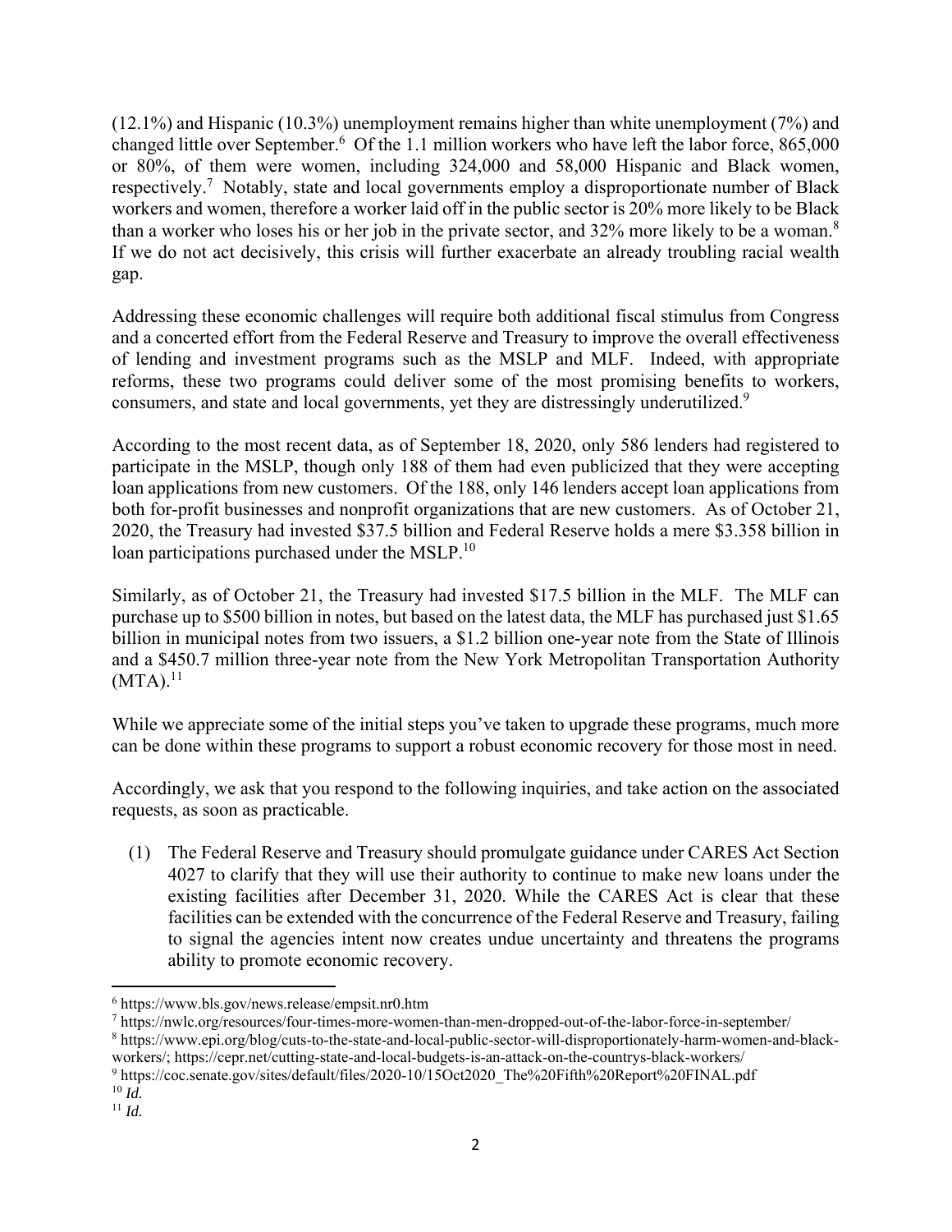(12.1%) and Hispanic (10.3%) unemployment remains higher than white unemployment (7%) and changed little over September.[6] Of the 1.1 million workers who have left the labor force, 865,000 or 80%, of them were women, including 324,000 and 58,000 Hispanic and Black women, respectively.[7] Notably, state and local governments employ a disproportionate number of Black workers and women, therefore a worker laid off in the public sector is 20% more likely to be Black than a worker who loses his or her job in the private sector, and 32% more likely to be a woman.[8] If we do not act decisively, this crisis will further exacerbate an already troubling racial wealth gap.

Addressing these economic challenges will require both additional fiscal stimulus from Congress and a concerted effort from the Federal Reserve and Treasury to improve the overall effectiveness of lending and investment programs such as the MSLP and MLF. Indeed, with appropriate reforms, these two programs could deliver some of the most promising benefits to workers, consumers, and state and local governments, yet they are distressingly underutilized.[9]

According to the most recent data, as of September 18, 2020, only 586 lenders had registered to participate in the MSLP, though only 188 of them had even publicized that they were accepting loan applications from new customers. Of the 188, only 146 lenders accept loan applications from both for-profit businesses and nonprofit organizations that are new customers. As of October 21, 2020, the Treasury had invested $37.5 billion and Federal Reserve holds a mere $3.358 billion in loan participations purchased under the MSLP.[10]

Similarly, as of October 21, the Treasury had invested $17.5 billion in the MLF. The MLF can purchase up to $500 billion in notes, but based on the latest data, the MLF has purchased just $1.65 billion in municipal notes from two issuers, a $1.2 billion one-year note from the State of Illinois and a $450.7 million three-year note from the New York Metropolitan Transportation Authority (MTA).[11]

While we appreciate some of the initial steps you've taken to upgrade these programs, much more can be done within these programs to support a robust economic recovery for those most in need.

Accordingly, we ask that you respond to the following inquiries, and take action on the associated requests, as soon as practicable.

(1) The Federal Reserve and Treasury should promulgate guidance under CARES Act Section 4027 to clarify that they will use their authority to continue to make new loans under the existing facilities after December 31, 2020. While the CARES Act is clear that these facilities can be extended with the concurrence of the Federal Reserve and Treasury, failing to signal the agencies intent now creates undue uncertainty and threatens the programs ability to promote economic recovery.

---

[6] https://www.bls.gov/news.release/empsit.nr0.htm

[7] https://nwlc.org/resources/four-times-more-women-than-men-dropped-out-of-the-labor-force-in-september/

[8] https://www.epi.org/blog/cuts-to-the-state-and-local-public-sector-will-disproportionately-harm-women-and-black-workers/; https://cepr.net/cutting-state-and-local-budgets-is-an-attack-on-the-countrys-black-workers/

[9] https://coc.senate.gov/sites/default/files/2020-10/15Oct2020_The%20Fifth%20Report%20FINAL.pdf

[10] *Id.*

[11] *Id.*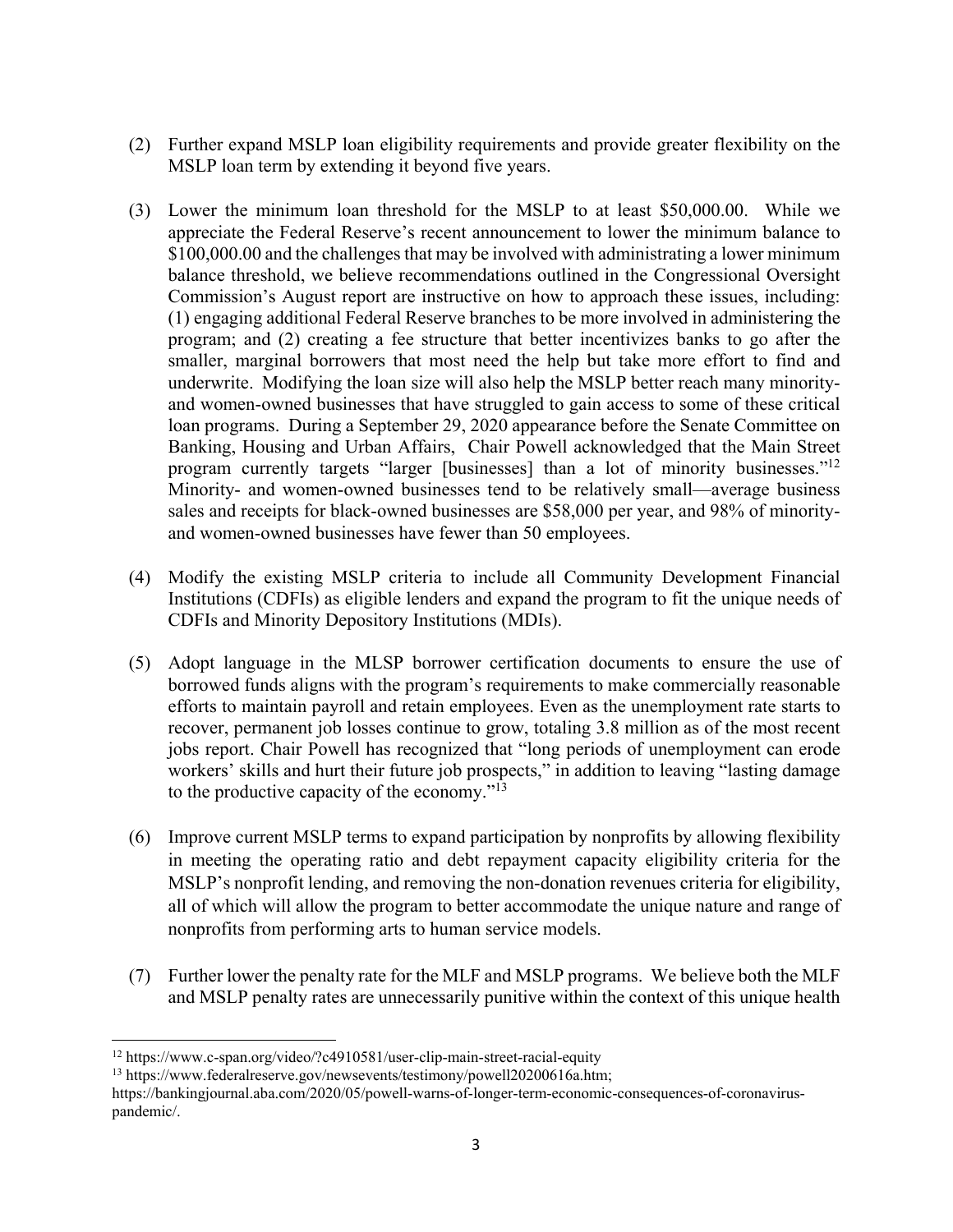(2) Further expand MSLP loan eligibility requirements and provide greater flexibility on the MSLP loan term by extending it beyond five years.

(3) Lower the minimum loan threshold for the MSLP to at least $50,000.00. While we appreciate the Federal Reserve's recent announcement to lower the minimum balance to $100,000.00 and the challenges that may be involved with administrating a lower minimum balance threshold, we believe recommendations outlined in the Congressional Oversight Commission's August report are instructive on how to approach these issues, including: (1) engaging additional Federal Reserve branches to be more involved in administering the program; and (2) creating a fee structure that better incentivizes banks to go after the smaller, marginal borrowers that most need the help but take more effort to find and underwrite. Modifying the loan size will also help the MSLP better reach many minority- and women-owned businesses that have struggled to gain access to some of these critical loan programs. During a September 29, 2020 appearance before the Senate Committee on Banking, Housing and Urban Affairs, Chair Powell acknowledged that the Main Street program currently targets "larger [businesses] than a lot of minority businesses."[12] Minority- and women-owned businesses tend to be relatively small—average business sales and receipts for black-owned businesses are $58,000 per year, and 98% of minority- and women-owned businesses have fewer than 50 employees.

(4) Modify the existing MSLP criteria to include all Community Development Financial Institutions (CDFIs) as eligible lenders and expand the program to fit the unique needs of CDFIs and Minority Depository Institutions (MDIs).

(5) Adopt language in the MLSP borrower certification documents to ensure the use of borrowed funds aligns with the program's requirements to make commercially reasonable efforts to maintain payroll and retain employees. Even as the unemployment rate starts to recover, permanent job losses continue to grow, totaling 3.8 million as of the most recent jobs report. Chair Powell has recognized that "long periods of unemployment can erode workers' skills and hurt their future job prospects," in addition to leaving "lasting damage to the productive capacity of the economy."[13]

(6) Improve current MSLP terms to expand participation by nonprofits by allowing flexibility in meeting the operating ratio and debt repayment capacity eligibility criteria for the MSLP's nonprofit lending, and removing the non-donation revenues criteria for eligibility, all of which will allow the program to better accommodate the unique nature and range of nonprofits from performing arts to human service models.

(7) Further lower the penalty rate for the MLF and MSLP programs. We believe both the MLF and MSLP penalty rates are unnecessarily punitive within the context of this unique health

---

[12] https://www.c-span.org/video/?c4910581/user-clip-main-street-racial-equity

[13] https://www.federalreserve.gov/newsevents/testimony/powell20200616a.htm; https://bankingjournal.aba.com/2020/05/powell-warns-of-longer-term-economic-consequences-of-coronavirus-pandemic/.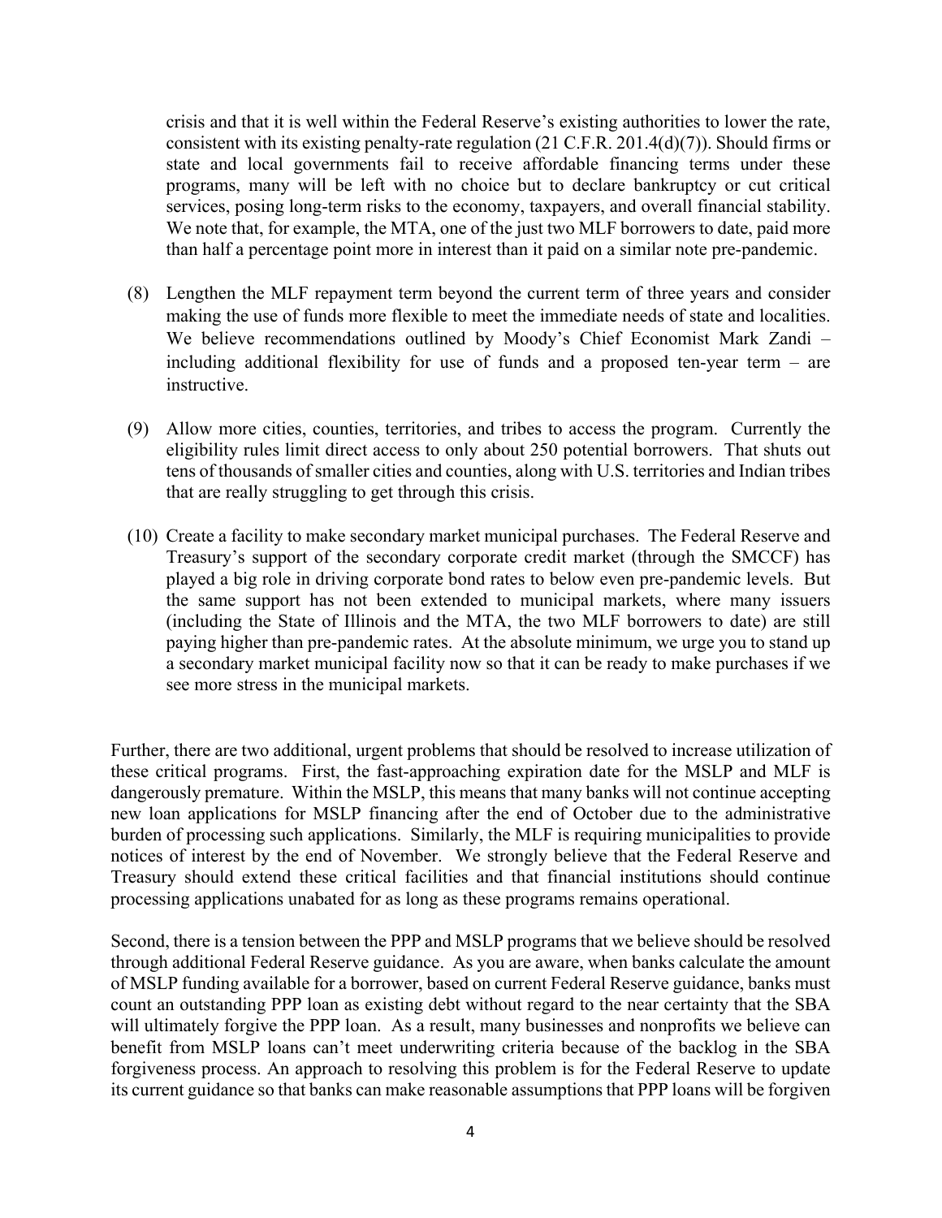crisis and that it is well within the Federal Reserve's existing authorities to lower the rate, consistent with its existing penalty-rate regulation (21 C.F.R. 201.4(d)(7)). Should firms or state and local governments fail to receive affordable financing terms under these programs, many will be left with no choice but to declare bankruptcy or cut critical services, posing long-term risks to the economy, taxpayers, and overall financial stability. We note that, for example, the MTA, one of the just two MLF borrowers to date, paid more than half a percentage point more in interest than it paid on a similar note pre-pandemic.

(8) Lengthen the MLF repayment term beyond the current term of three years and consider making the use of funds more flexible to meet the immediate needs of state and localities. We believe recommendations outlined by Moody's Chief Economist Mark Zandi – including additional flexibility for use of funds and a proposed ten-year term – are instructive.

(9) Allow more cities, counties, territories, and tribes to access the program. Currently the eligibility rules limit direct access to only about 250 potential borrowers. That shuts out tens of thousands of smaller cities and counties, along with U.S. territories and Indian tribes that are really struggling to get through this crisis.

(10) Create a facility to make secondary market municipal purchases. The Federal Reserve and Treasury's support of the secondary corporate credit market (through the SMCCF) has played a big role in driving corporate bond rates to below even pre-pandemic levels. But the same support has not been extended to municipal markets, where many issuers (including the State of Illinois and the MTA, the two MLF borrowers to date) are still paying higher than pre-pandemic rates. At the absolute minimum, we urge you to stand up a secondary market municipal facility now so that it can be ready to make purchases if we see more stress in the municipal markets.

Further, there are two additional, urgent problems that should be resolved to increase utilization of these critical programs. First, the fast-approaching expiration date for the MSLP and MLF is dangerously premature. Within the MSLP, this means that many banks will not continue accepting new loan applications for MSLP financing after the end of October due to the administrative burden of processing such applications. Similarly, the MLF is requiring municipalities to provide notices of interest by the end of November. We strongly believe that the Federal Reserve and Treasury should extend these critical facilities and that financial institutions should continue processing applications unabated for as long as these programs remains operational.

Second, there is a tension between the PPP and MSLP programs that we believe should be resolved through additional Federal Reserve guidance. As you are aware, when banks calculate the amount of MSLP funding available for a borrower, based on current Federal Reserve guidance, banks must count an outstanding PPP loan as existing debt without regard to the near certainty that the SBA will ultimately forgive the PPP loan. As a result, many businesses and nonprofits we believe can benefit from MSLP loans can't meet underwriting criteria because of the backlog in the SBA forgiveness process. An approach to resolving this problem is for the Federal Reserve to update its current guidance so that banks can make reasonable assumptions that PPP loans will be forgiven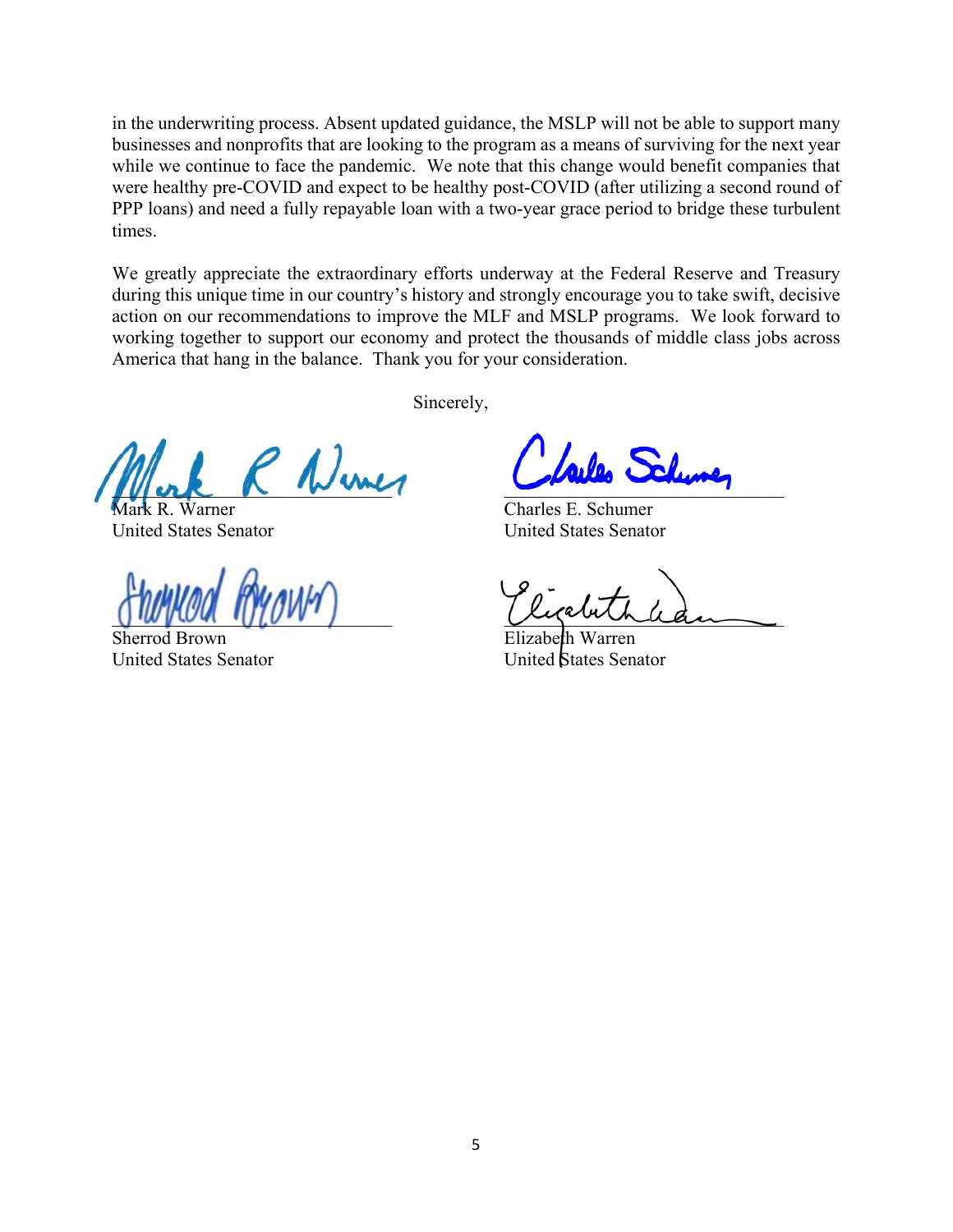in the underwriting process. Absent updated guidance, the MSLP will not be able to support many businesses and nonprofits that are looking to the program as a means of surviving for the next year while we continue to face the pandemic. We note that this change would benefit companies that were healthy pre-COVID and expect to be healthy post-COVID (after utilizing a second round of PPP loans) and need a fully repayable loan with a two-year grace period to bridge these turbulent times.

We greatly appreciate the extraordinary efforts underway at the Federal Reserve and Treasury during this unique time in our country's history and strongly encourage you to take swift, decisive action on our recommendations to improve the MLF and MSLP programs. We look forward to working together to support our economy and protect the thousands of middle class jobs across America that hang in the balance. Thank you for your consideration.

Sincerely,

Mark R. Warner
United States Senator

Charles E. Schumer
United States Senator

Sherrod Brown
United States Senator

Elizabeth Warren
United States Senator